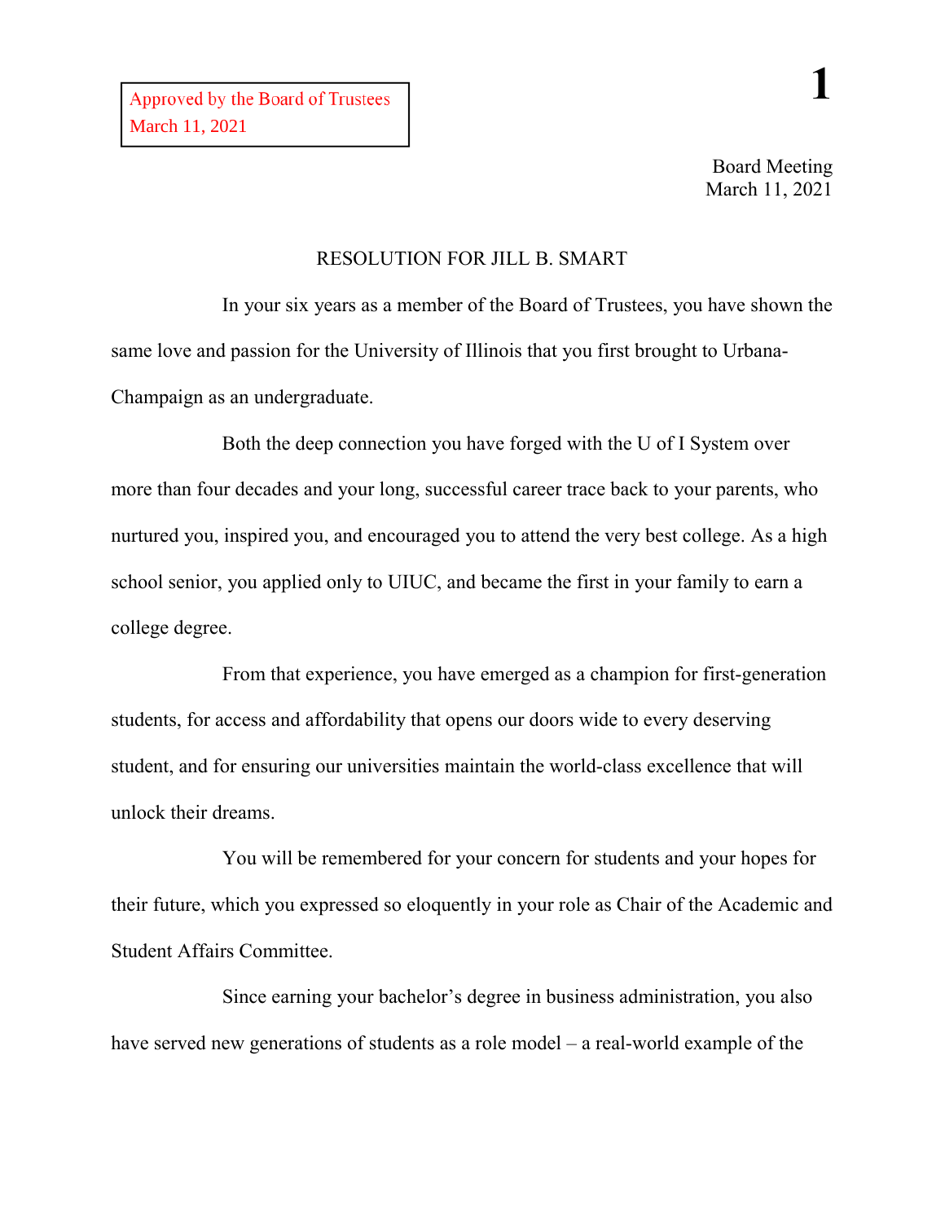Approved by the Board of Trustees
March 11, 2021

Board Meeting
March 11, 2021

RESOLUTION FOR JILL B. SMART

In your six years as a member of the Board of Trustees, you have shown the same love and passion for the University of Illinois that you first brought to Urbana-Champaign as an undergraduate.

Both the deep connection you have forged with the U of I System over more than four decades and your long, successful career trace back to your parents, who nurtured you, inspired you, and encouraged you to attend the very best college. As a high school senior, you applied only to UIUC, and became the first in your family to earn a college degree.

From that experience, you have emerged as a champion for first-generation students, for access and affordability that opens our doors wide to every deserving student, and for ensuring our universities maintain the world-class excellence that will unlock their dreams.

You will be remembered for your concern for students and your hopes for their future, which you expressed so eloquently in your role as Chair of the Academic and Student Affairs Committee.

Since earning your bachelor's degree in business administration, you also have served new generations of students as a role model – a real-world example of the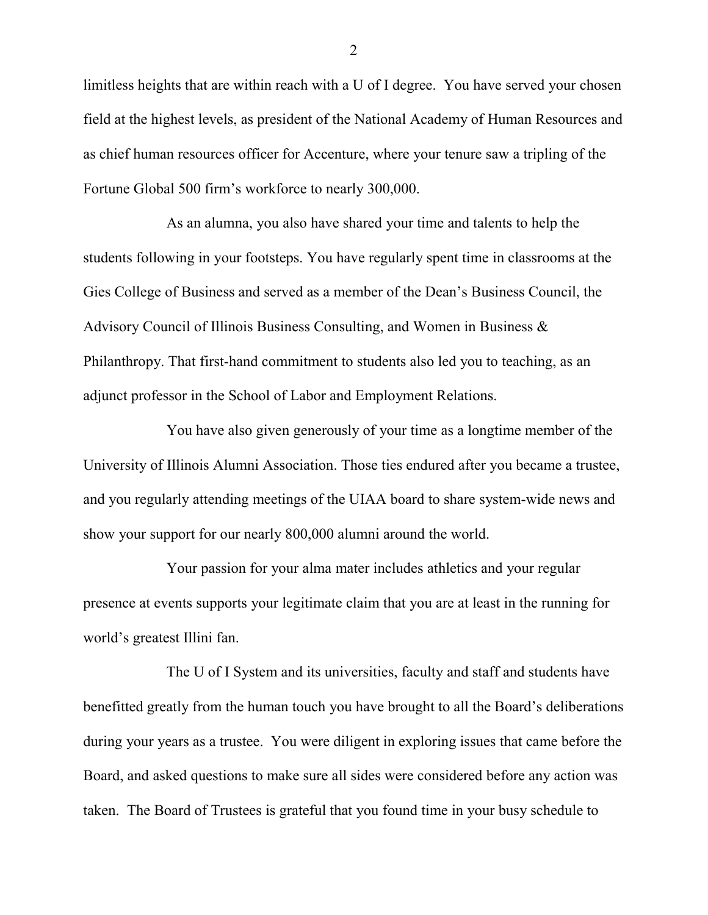limitless heights that are within reach with a U of I degree. You have served your chosen field at the highest levels, as president of the National Academy of Human Resources and as chief human resources officer for Accenture, where your tenure saw a tripling of the Fortune Global 500 firm's workforce to nearly 300,000.

As an alumna, you also have shared your time and talents to help the students following in your footsteps. You have regularly spent time in classrooms at the Gies College of Business and served as a member of the Dean's Business Council, the Advisory Council of Illinois Business Consulting, and Women in Business & Philanthropy. That first-hand commitment to students also led you to teaching, as an adjunct professor in the School of Labor and Employment Relations.

You have also given generously of your time as a longtime member of the University of Illinois Alumni Association. Those ties endured after you became a trustee, and you regularly attending meetings of the UIAA board to share system-wide news and show your support for our nearly 800,000 alumni around the world.

Your passion for your alma mater includes athletics and your regular presence at events supports your legitimate claim that you are at least in the running for world's greatest Illini fan.

The U of I System and its universities, faculty and staff and students have benefitted greatly from the human touch you have brought to all the Board's deliberations during your years as a trustee. You were diligent in exploring issues that came before the Board, and asked questions to make sure all sides were considered before any action was taken. The Board of Trustees is grateful that you found time in your busy schedule to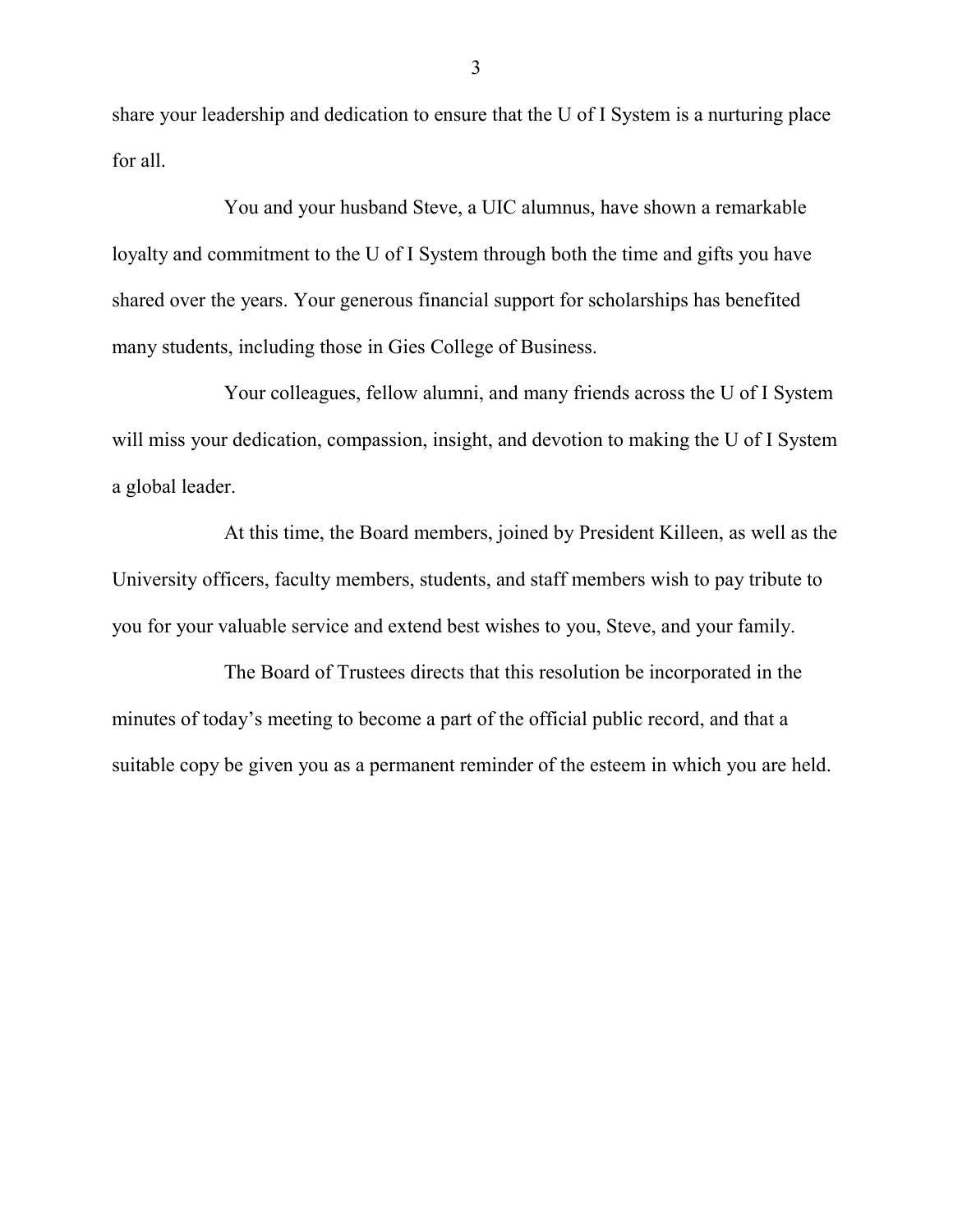share your leadership and dedication to ensure that the U of I System is a nurturing place for all.

You and your husband Steve, a UIC alumnus, have shown a remarkable loyalty and commitment to the U of I System through both the time and gifts you have shared over the years. Your generous financial support for scholarships has benefited many students, including those in Gies College of Business.

Your colleagues, fellow alumni, and many friends across the U of I System will miss your dedication, compassion, insight, and devotion to making the U of I System a global leader.

At this time, the Board members, joined by President Killeen, as well as the University officers, faculty members, students, and staff members wish to pay tribute to you for your valuable service and extend best wishes to you, Steve, and your family.

The Board of Trustees directs that this resolution be incorporated in the minutes of today's meeting to become a part of the official public record, and that a suitable copy be given you as a permanent reminder of the esteem in which you are held.